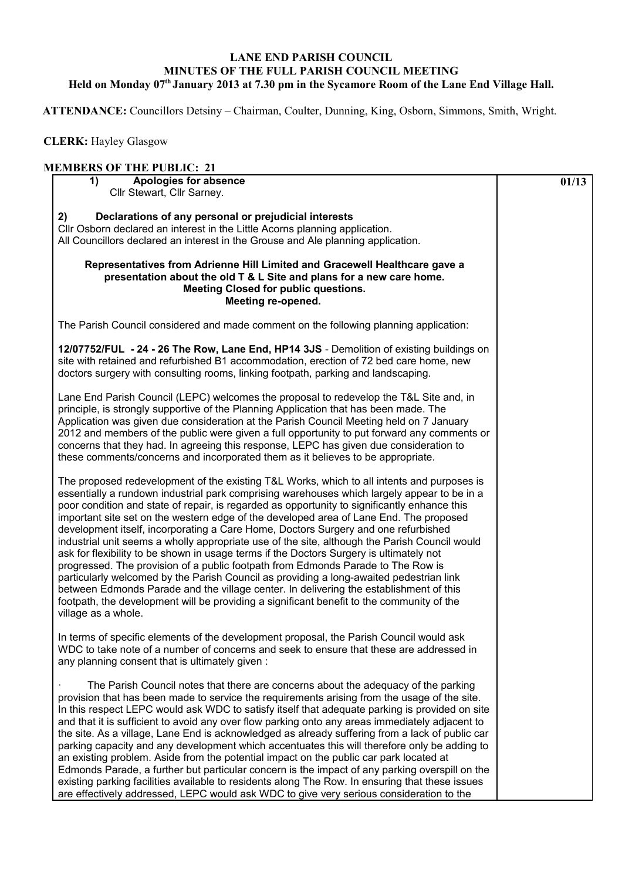# LANE END PARISH COUNCIL
## MINUTES OF THE FULL PARISH COUNCIL MEETING
### Held on Monday 07th January 2013 at 7.30 pm in the Sycamore Room of the Lane End Village Hall.

**ATTENDANCE:** Councillors Detsiny – Chairman, Coulter, Dunning, King, Osborn, Simmons, Smith, Wright.

**CLERK:** Hayley Glasgow

**MEMBERS OF THE PUBLIC: 21**

**01/13**

**1) Apologies for absence**
Cllr Stewart, Cllr Sarney.

**2) Declarations of any personal or prejudicial interests**
Cllr Osborn declared an interest in the Little Acorns planning application.
All Councillors declared an interest in the Grouse and Ale planning application.

**Representatives from Adrienne Hill Limited and Gracewell Healthcare gave a presentation about the old T & L Site and plans for a new care home.**
**Meeting Closed for public questions.**
**Meeting re-opened.**

The Parish Council considered and made comment on the following planning application:

**12/07752/FUL - 24 - 26 The Row, Lane End, HP14 3JS** - Demolition of existing buildings on site with retained and refurbished B1 accommodation, erection of 72 bed care home, new doctors surgery with consulting rooms, linking footpath, parking and landscaping.

Lane End Parish Council (LEPC) welcomes the proposal to redevelop the T&L Site and, in principle, is strongly supportive of the Planning Application that has been made. The Application was given due consideration at the Parish Council Meeting held on 7 January 2012 and members of the public were given a full opportunity to put forward any comments or concerns that they had. In agreeing this response, LEPC has given due consideration to these comments/concerns and incorporated them as it believes to be appropriate.

The proposed redevelopment of the existing T&L Works, which to all intents and purposes is essentially a rundown industrial park comprising warehouses which largely appear to be in a poor condition and state of repair, is regarded as opportunity to significantly enhance this important site set on the western edge of the developed area of Lane End. The proposed development itself, incorporating a Care Home, Doctors Surgery and one refurbished industrial unit seems a wholly appropriate use of the site, although the Parish Council would ask for flexibility to be shown in usage terms if the Doctors Surgery is ultimately not progressed. The provision of a public footpath from Edmonds Parade to The Row is particularly welcomed by the Parish Council as providing a long-awaited pedestrian link between Edmonds Parade and the village center. In delivering the establishment of this footpath, the development will be providing a significant benefit to the community of the village as a whole.

In terms of specific elements of the development proposal, the Parish Council would ask WDC to take note of a number of concerns and seek to ensure that these are addressed in any planning consent that is ultimately given :

- The Parish Council notes that there are concerns about the adequacy of the parking provision that has been made to service the requirements arising from the usage of the site. In this respect LEPC would ask WDC to satisfy itself that adequate parking is provided on site and that it is sufficient to avoid any over flow parking onto any areas immediately adjacent to the site. As a village, Lane End is acknowledged as already suffering from a lack of public car parking capacity and any development which accentuates this will therefore only be adding to an existing problem. Aside from the potential impact on the public car park located at Edmonds Parade, a further but particular concern is the impact of any parking overspill on the existing parking facilities available to residents along The Row. In ensuring that these issues are effectively addressed, LEPC would ask WDC to give very serious consideration to the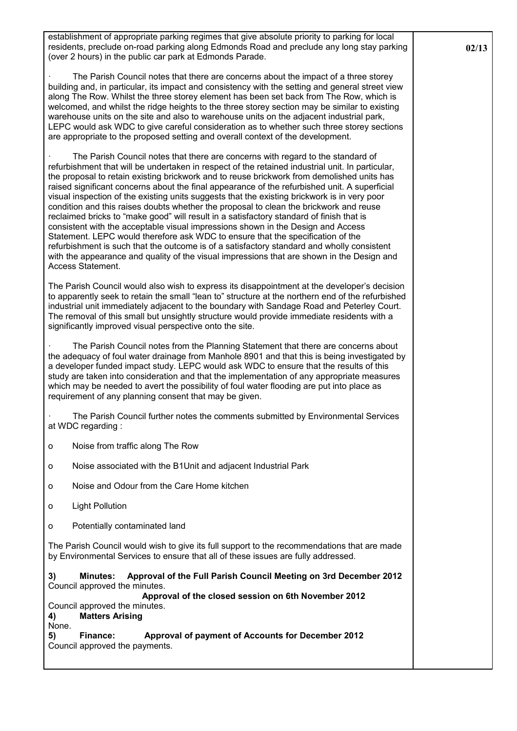establishment of appropriate parking regimes that give absolute priority to parking for local residents, preclude on-road parking along Edmonds Road and preclude any long stay parking (over 2 hours) in the public car park at Edmonds Parade.

- The Parish Council notes that there are concerns about the impact of a three storey building and, in particular, its impact and consistency with the setting and general street view along The Row. Whilst the three storey element has been set back from The Row, which is welcomed, and whilst the ridge heights to the three storey section may be similar to existing warehouse units on the site and also to warehouse units on the adjacent industrial park, LEPC would ask WDC to give careful consideration as to whether such three storey sections are appropriate to the proposed setting and overall context of the development.

- The Parish Council notes that there are concerns with regard to the standard of refurbishment that will be undertaken in respect of the retained industrial unit. In particular, the proposal to retain existing brickwork and to reuse brickwork from demolished units has raised significant concerns about the final appearance of the refurbished unit. A superficial visual inspection of the existing units suggests that the existing brickwork is in very poor condition and this raises doubts whether the proposal to clean the brickwork and reuse reclaimed bricks to "make good" will result in a satisfactory standard of finish that is consistent with the acceptable visual impressions shown in the Design and Access Statement. LEPC would therefore ask WDC to ensure that the specification of the refurbishment is such that the outcome is of a satisfactory standard and wholly consistent with the appearance and quality of the visual impressions that are shown in the Design and Access Statement.

The Parish Council would also wish to express its disappointment at the developer's decision to apparently seek to retain the small "lean to" structure at the northern end of the refurbished industrial unit immediately adjacent to the boundary with Sandage Road and Peterley Court. The removal of this small but unsightly structure would provide immediate residents with a significantly improved visual perspective onto the site.

- The Parish Council notes from the Planning Statement that there are concerns about the adequacy of foul water drainage from Manhole 8901 and that this is being investigated by a developer funded impact study. LEPC would ask WDC to ensure that the results of this study are taken into consideration and that the implementation of any appropriate measures which may be needed to avert the possibility of foul water flooding are put into place as requirement of any planning consent that may be given.

- The Parish Council further notes the comments submitted by Environmental Services at WDC regarding :

  - Noise from traffic along The Row
  - Noise associated with the B1Unit and adjacent Industrial Park
  - Noise and Odour from the Care Home kitchen
  - Light Pollution
  - Potentially contaminated land

The Parish Council would wish to give its full support to the recommendations that are made by Environmental Services to ensure that all of these issues are fully addressed.

**3) Minutes: Approval of the Full Parish Council Meeting on 3rd December 2012**

Council approved the minutes.

**Approval of the closed session on 6th November 2012**

Council approved the minutes.

**4) Matters Arising**

None.

**5) Finance: Approval of payment of Accounts for December 2012**

Council approved the payments.

02/13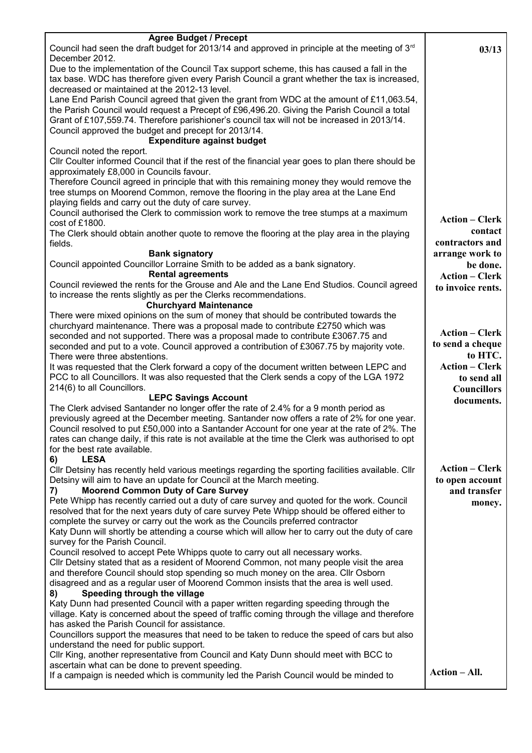| | |
|---|---|
| **Agree Budget / Precept**<br>Council had seen the draft budget for 2013/14 and approved in principle at the meeting of 3rd December 2012.<br>Due to the implementation of the Council Tax support scheme, this has caused a fall in the tax base. WDC has therefore given every Parish Council a grant whether the tax is increased, decreased or maintained at the 2012-13 level.<br>Lane End Parish Council agreed that given the grant from WDC at the amount of £11,063.54, the Parish Council would request a Precept of £96,496.20. Giving the Parish Council a total Grant of £107,559.74. Therefore parishioner's council tax will not be increased in 2013/14.<br>Council approved the budget and precept for 2013/14. | **03/13** |
| **Expenditure against budget**<br>Council noted the report.<br>Cllr Coulter informed Council that if the rest of the financial year goes to plan there should be approximately £8,000 in Councils favour.<br>Therefore Council agreed in principle that with this remaining money they would remove the tree stumps on Moorend Common, remove the flooring in the play area at the Lane End playing fields and carry out the duty of care survey.<br>Council authorised the Clerk to commission work to remove the tree stumps at a maximum cost of £1800.<br>The Clerk should obtain another quote to remove the flooring at the play area in the playing fields. | **Action – Clerk contact contractors and arrange work to be done.** |
| **Bank signatory**<br>Council appointed Councillor Lorraine Smith to be added as a bank signatory. | |
| **Rental agreements**<br>Council reviewed the rents for the Grouse and Ale and the Lane End Studios. Council agreed to increase the rents slightly as per the Clerks recommendations. | **Action – Clerk to invoice rents.** |
| **Churchyard Maintenance**<br>There were mixed opinions on the sum of money that should be contributed towards the churchyard maintenance. There was a proposal made to contribute £2750 which was seconded and not supported. There was a proposal made to contribute £3067.75 and seconded and put to a vote. Council approved a contribution of £3067.75 by majority vote. There were three abstentions.<br>It was requested that the Clerk forward a copy of the document written between LEPC and PCC to all Councillors. It was also requested that the Clerk sends a copy of the LGA 1972 214(6) to all Councillors. | **Action – Clerk to send a cheque to HTC.**<br>**Action – Clerk to send all Councillors documents.** |
| **LEPC Savings Account**<br>The Clerk advised Santander no longer offer the rate of 2.4% for a 9 month period as previously agreed at the December meeting. Santander now offers a rate of 2% for one year. Council resolved to put £50,000 into a Santander Account for one year at the rate of 2%. The rates can change daily, if this rate is not available at the time the Clerk was authorised to opt for the best rate available. | **Action – Clerk to open account and transfer money.** |
| **6) LESA**<br>Cllr Detsiny has recently held various meetings regarding the sporting facilities available. Cllr Detsiny will aim to have an update for Council at the March meeting. | |
| **7) Moorend Common Duty of Care Survey**<br>Pete Whipp has recently carried out a duty of care survey and quoted for the work. Council resolved that for the next years duty of care survey Pete Whipp should be offered either to complete the survey or carry out the work as the Councils preferred contractor<br>Katy Dunn will shortly be attending a course which will allow her to carry out the duty of care survey for the Parish Council.<br>Council resolved to accept Pete Whipps quote to carry out all necessary works.<br>Cllr Detsiny stated that as a resident of Moorend Common, not many people visit the area and therefore Council should stop spending so much money on the area. Cllr Osborn disagreed and as a regular user of Moorend Common insists that the area is well used. | |
| **8) Speeding through the village**<br>Katy Dunn had presented Council with a paper written regarding speeding through the village. Katy is concerned about the speed of traffic coming through the village and therefore has asked the Parish Council for assistance.<br>Councillors support the measures that need to be taken to reduce the speed of cars but also understand the need for public support.<br>Cllr King, another representative from Council and Katy Dunn should meet with BCC to ascertain what can be done to prevent speeding.<br>If a campaign is needed which is community led the Parish Council would be minded to | **Action – All.** |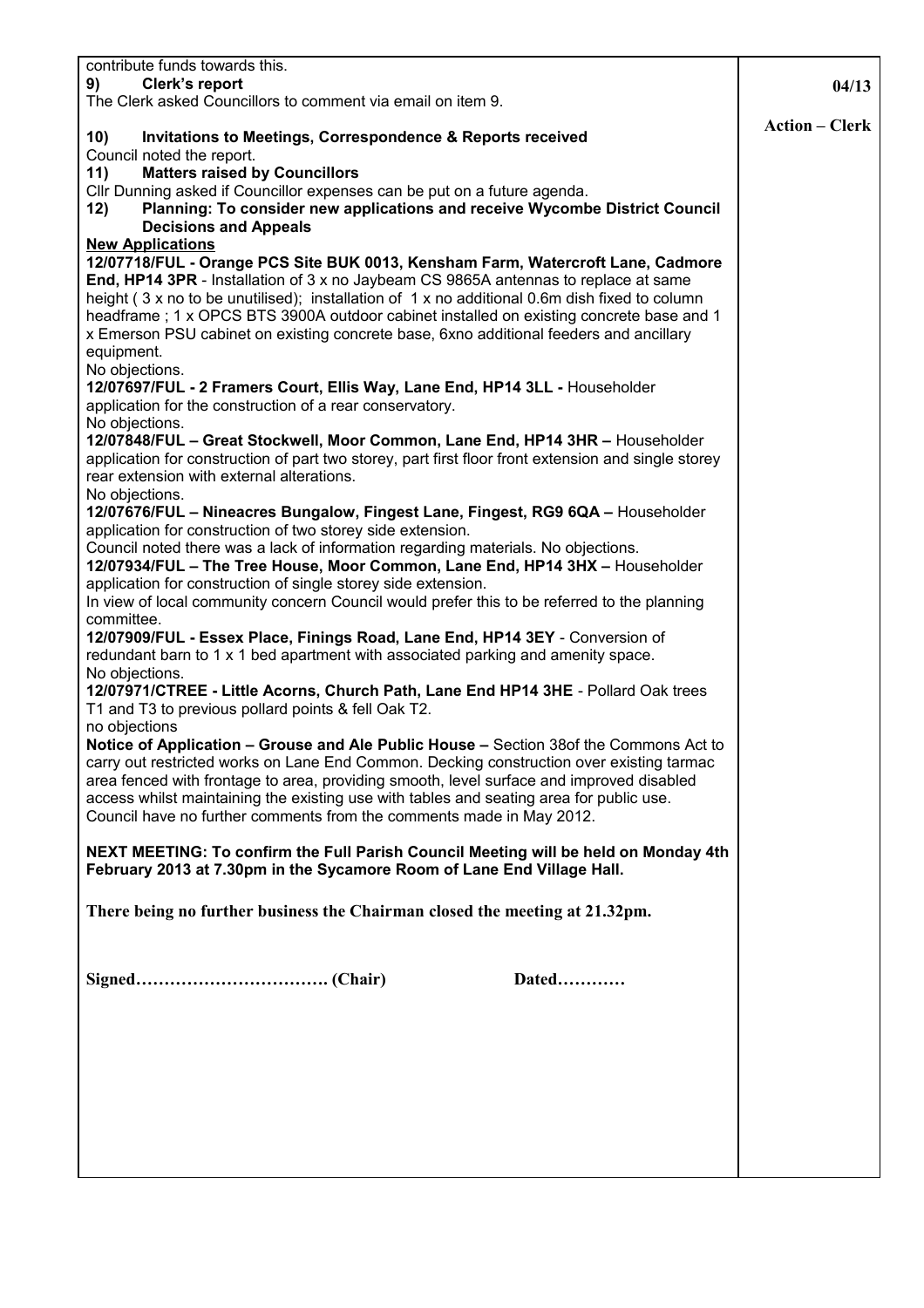contribute funds towards this.

**9) Clerk's report**

The Clerk asked Councillors to comment via email on item 9.

**04/13**

**Action – Clerk**

**10) Invitations to Meetings, Correspondence & Reports received**

Council noted the report.

**11) Matters raised by Councillors**

Cllr Dunning asked if Councillor expenses can be put on a future agenda.

**12) Planning: To consider new applications and receive Wycombe District Council Decisions and Appeals**

**New Applications**

**12/07718/FUL - Orange PCS Site BUK 0013, Kensham Farm, Watercroft Lane, Cadmore End, HP14 3PR** - Installation of 3 x no Jaybeam CS 9865A antennas to replace at same height ( 3 x no to be unutilised); installation of 1 x no additional 0.6m dish fixed to column headframe ; 1 x OPCS BTS 3900A outdoor cabinet installed on existing concrete base and 1 x Emerson PSU cabinet on existing concrete base, 6xno additional feeders and ancillary equipment.

No objections.

**12/07697/FUL - 2 Framers Court, Ellis Way, Lane End, HP14 3LL -** Householder application for the construction of a rear conservatory.

No objections.

**12/07848/FUL – Great Stockwell, Moor Common, Lane End, HP14 3HR –** Householder application for construction of part two storey, part first floor front extension and single storey rear extension with external alterations.

No objections.

**12/07676/FUL – Nineacres Bungalow, Fingest Lane, Fingest, RG9 6QA –** Householder application for construction of two storey side extension.

Council noted there was a lack of information regarding materials. No objections.

**12/07934/FUL – The Tree House, Moor Common, Lane End, HP14 3HX –** Householder application for construction of single storey side extension.

In view of local community concern Council would prefer this to be referred to the planning committee.

**12/07909/FUL - Essex Place, Finings Road, Lane End, HP14 3EY** - Conversion of redundant barn to 1 x 1 bed apartment with associated parking and amenity space.

No objections.

**12/07971/CTREE - Little Acorns, Church Path, Lane End HP14 3HE** - Pollard Oak trees T1 and T3 to previous pollard points & fell Oak T2.

no objections

**Notice of Application – Grouse and Ale Public House –** Section 38of the Commons Act to carry out restricted works on Lane End Common. Decking construction over existing tarmac area fenced with frontage to area, providing smooth, level surface and improved disabled access whilst maintaining the existing use with tables and seating area for public use.

Council have no further comments from the comments made in May 2012.

**NEXT MEETING: To confirm the Full Parish Council Meeting will be held on Monday 4th February 2013 at 7.30pm in the Sycamore Room of Lane End Village Hall.**

**There being no further business the Chairman closed the meeting at 21.32pm.**

**Signed……………………………. (Chair)** **Dated…………**